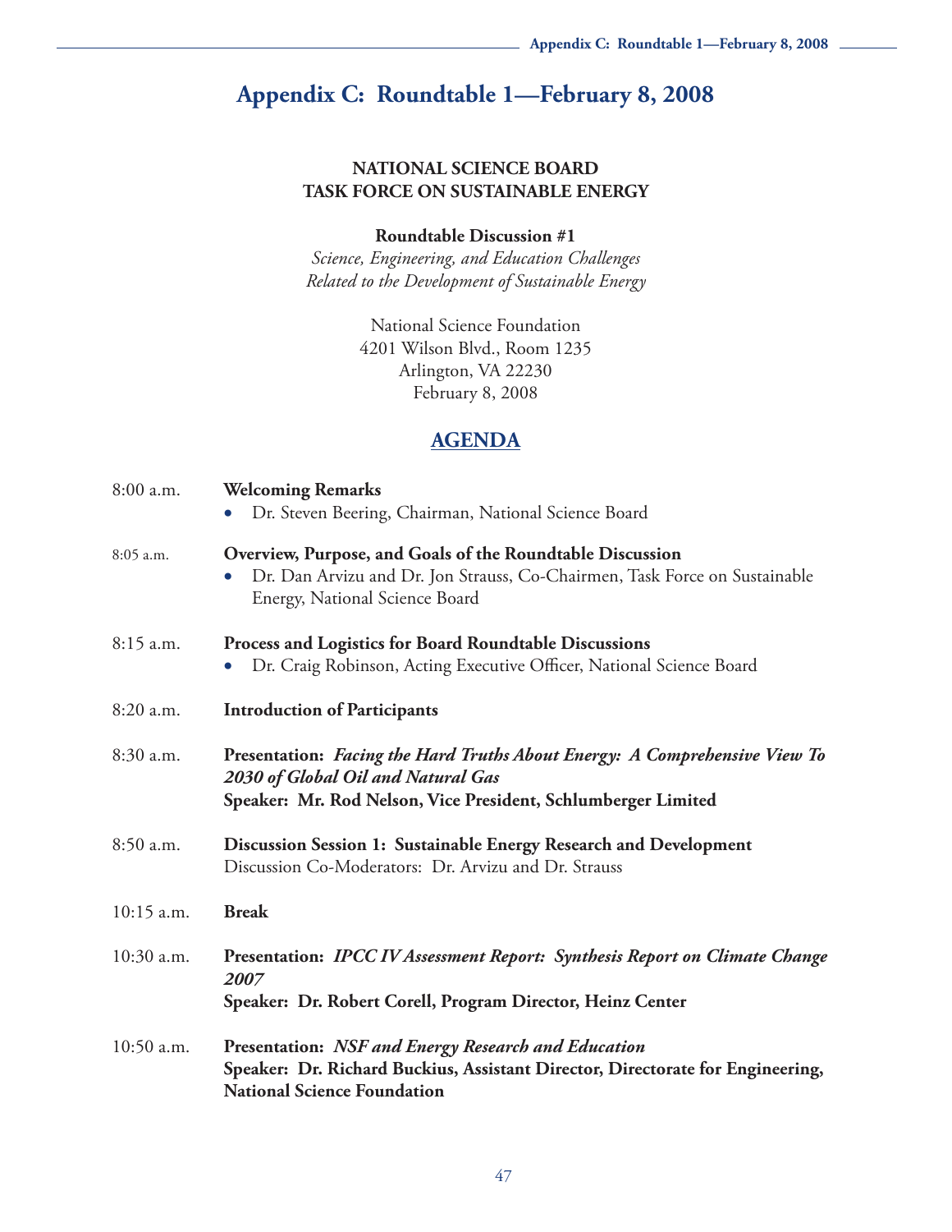# Appendix C: Roundtable 1—February 8, 2008

**NATIONAL SCIENCE BOARD**
**TASK FORCE ON SUSTAINABLE ENERGY**

**Roundtable Discussion #1**
*Science, Engineering, and Education Challenges*
*Related to the Development of Sustainable Energy*

National Science Foundation
4201 Wilson Blvd., Room 1235
Arlington, VA 22230
February 8, 2008

## AGENDA

8:00 a.m. **Welcoming Remarks**
- Dr. Steven Beering, Chairman, National Science Board

8:05 a.m. **Overview, Purpose, and Goals of the Roundtable Discussion**
- Dr. Dan Arvizu and Dr. Jon Strauss, Co-Chairmen, Task Force on Sustainable Energy, National Science Board

8:15 a.m. **Process and Logistics for Board Roundtable Discussions**
- Dr. Craig Robinson, Acting Executive Officer, National Science Board

8:20 a.m. **Introduction of Participants**

8:30 a.m. **Presentation: *Facing the Hard Truths About Energy: A Comprehensive View To 2030 of Global Oil and Natural Gas***
**Speaker: Mr. Rod Nelson, Vice President, Schlumberger Limited**

8:50 a.m. **Discussion Session 1: Sustainable Energy Research and Development**
Discussion Co-Moderators: Dr. Arvizu and Dr. Strauss

10:15 a.m. **Break**

10:30 a.m. **Presentation: *IPCC IV Assessment Report: Synthesis Report on Climate Change 2007***
**Speaker: Dr. Robert Corell, Program Director, Heinz Center**

10:50 a.m. **Presentation: *NSF and Energy Research and Education***
**Speaker: Dr. Richard Buckius, Assistant Director, Directorate for Engineering, National Science Foundation**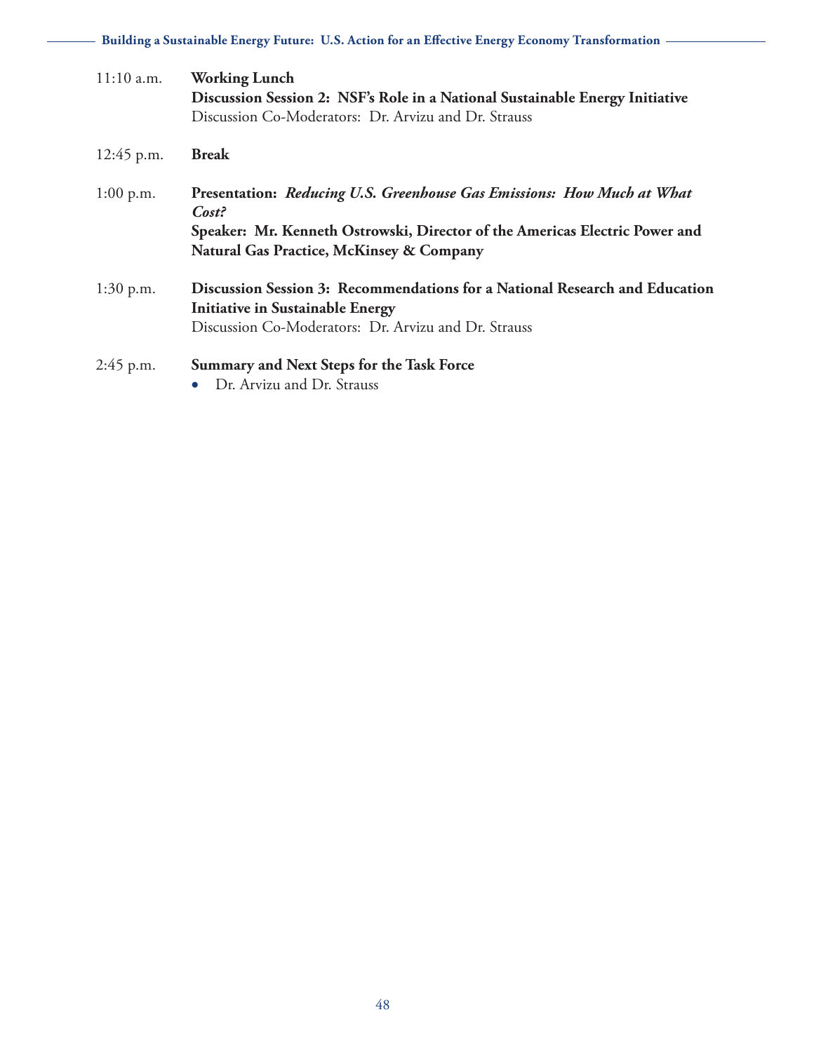11:10 a.m. **Working Lunch**
**Discussion Session 2: NSF's Role in a National Sustainable Energy Initiative**
Discussion Co-Moderators: Dr. Arvizu and Dr. Strauss

12:45 p.m. **Break**

1:00 p.m. **Presentation: *Reducing U.S. Greenhouse Gas Emissions: How Much at What Cost?***
**Speaker: Mr. Kenneth Ostrowski, Director of the Americas Electric Power and Natural Gas Practice, McKinsey & Company**

1:30 p.m. **Discussion Session 3: Recommendations for a National Research and Education Initiative in Sustainable Energy**
Discussion Co-Moderators: Dr. Arvizu and Dr. Strauss

2:45 p.m. **Summary and Next Steps for the Task Force**

- Dr. Arvizu and Dr. Strauss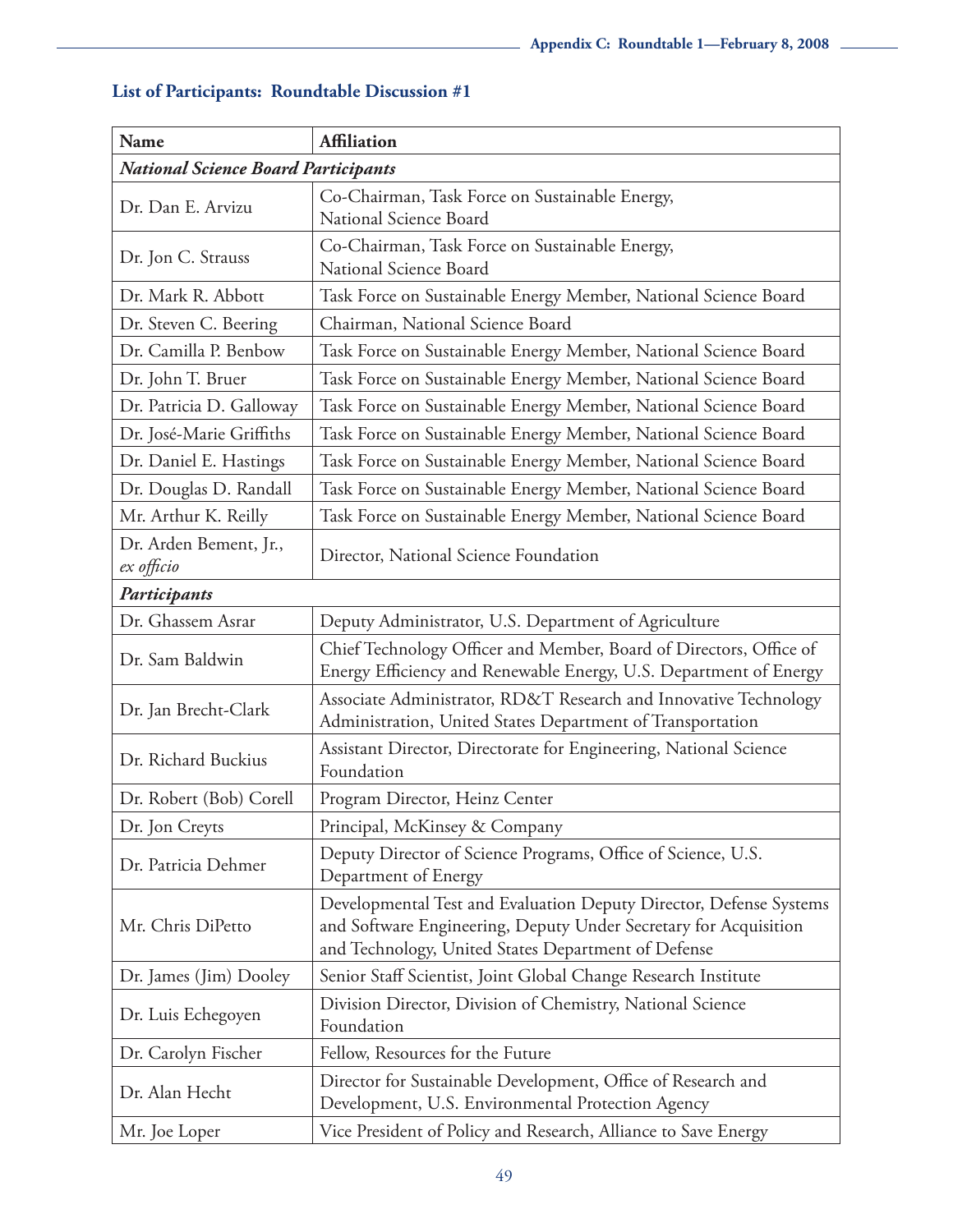## List of Participants: Roundtable Discussion #1

| Name | Affiliation |
|---|---|
| ***National Science Board Participants*** | |
| Dr. Dan E. Arvizu | Co-Chairman, Task Force on Sustainable Energy, National Science Board |
| Dr. Jon C. Strauss | Co-Chairman, Task Force on Sustainable Energy, National Science Board |
| Dr. Mark R. Abbott | Task Force on Sustainable Energy Member, National Science Board |
| Dr. Steven C. Beering | Chairman, National Science Board |
| Dr. Camilla P. Benbow | Task Force on Sustainable Energy Member, National Science Board |
| Dr. John T. Bruer | Task Force on Sustainable Energy Member, National Science Board |
| Dr. Patricia D. Galloway | Task Force on Sustainable Energy Member, National Science Board |
| Dr. José-Marie Griffiths | Task Force on Sustainable Energy Member, National Science Board |
| Dr. Daniel E. Hastings | Task Force on Sustainable Energy Member, National Science Board |
| Dr. Douglas D. Randall | Task Force on Sustainable Energy Member, National Science Board |
| Mr. Arthur K. Reilly | Task Force on Sustainable Energy Member, National Science Board |
| Dr. Arden Bement, Jr., *ex officio* | Director, National Science Foundation |
| ***Participants*** | |
| Dr. Ghassem Asrar | Deputy Administrator, U.S. Department of Agriculture |
| Dr. Sam Baldwin | Chief Technology Officer and Member, Board of Directors, Office of Energy Efficiency and Renewable Energy, U.S. Department of Energy |
| Dr. Jan Brecht-Clark | Associate Administrator, RD&T Research and Innovative Technology Administration, United States Department of Transportation |
| Dr. Richard Buckius | Assistant Director, Directorate for Engineering, National Science Foundation |
| Dr. Robert (Bob) Corell | Program Director, Heinz Center |
| Dr. Jon Creyts | Principal, McKinsey & Company |
| Dr. Patricia Dehmer | Deputy Director of Science Programs, Office of Science, U.S. Department of Energy |
| Mr. Chris DiPetto | Developmental Test and Evaluation Deputy Director, Defense Systems and Software Engineering, Deputy Under Secretary for Acquisition and Technology, United States Department of Defense |
| Dr. James (Jim) Dooley | Senior Staff Scientist, Joint Global Change Research Institute |
| Dr. Luis Echegoyen | Division Director, Division of Chemistry, National Science Foundation |
| Dr. Carolyn Fischer | Fellow, Resources for the Future |
| Dr. Alan Hecht | Director for Sustainable Development, Office of Research and Development, U.S. Environmental Protection Agency |
| Mr. Joe Loper | Vice President of Policy and Research, Alliance to Save Energy |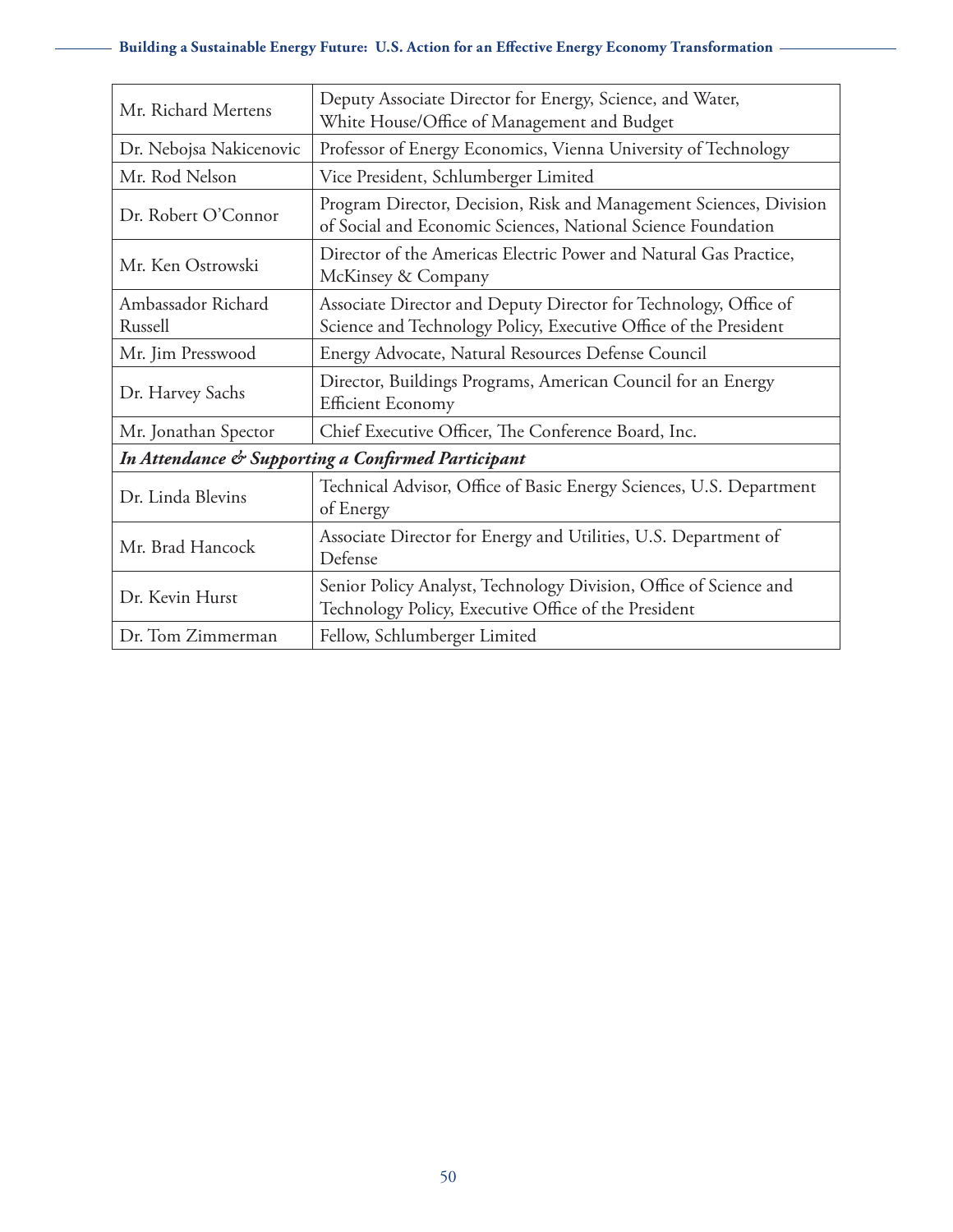| | |
|---|---|
| Mr. Richard Mertens | Deputy Associate Director for Energy, Science, and Water, White House/Office of Management and Budget |
| Dr. Nebojsa Nakicenovic | Professor of Energy Economics, Vienna University of Technology |
| Mr. Rod Nelson | Vice President, Schlumberger Limited |
| Dr. Robert O'Connor | Program Director, Decision, Risk and Management Sciences, Division of Social and Economic Sciences, National Science Foundation |
| Mr. Ken Ostrowski | Director of the Americas Electric Power and Natural Gas Practice, McKinsey & Company |
| Ambassador Richard Russell | Associate Director and Deputy Director for Technology, Office of Science and Technology Policy, Executive Office of the President |
| Mr. Jim Presswood | Energy Advocate, Natural Resources Defense Council |
| Dr. Harvey Sachs | Director, Buildings Programs, American Council for an Energy Efficient Economy |
| Mr. Jonathan Spector | Chief Executive Officer, The Conference Board, Inc. |
| ***In Attendance & Supporting a Confirmed Participant*** | |
| Dr. Linda Blevins | Technical Advisor, Office of Basic Energy Sciences, U.S. Department of Energy |
| Mr. Brad Hancock | Associate Director for Energy and Utilities, U.S. Department of Defense |
| Dr. Kevin Hurst | Senior Policy Analyst, Technology Division, Office of Science and Technology Policy, Executive Office of the President |
| Dr. Tom Zimmerman | Fellow, Schlumberger Limited |